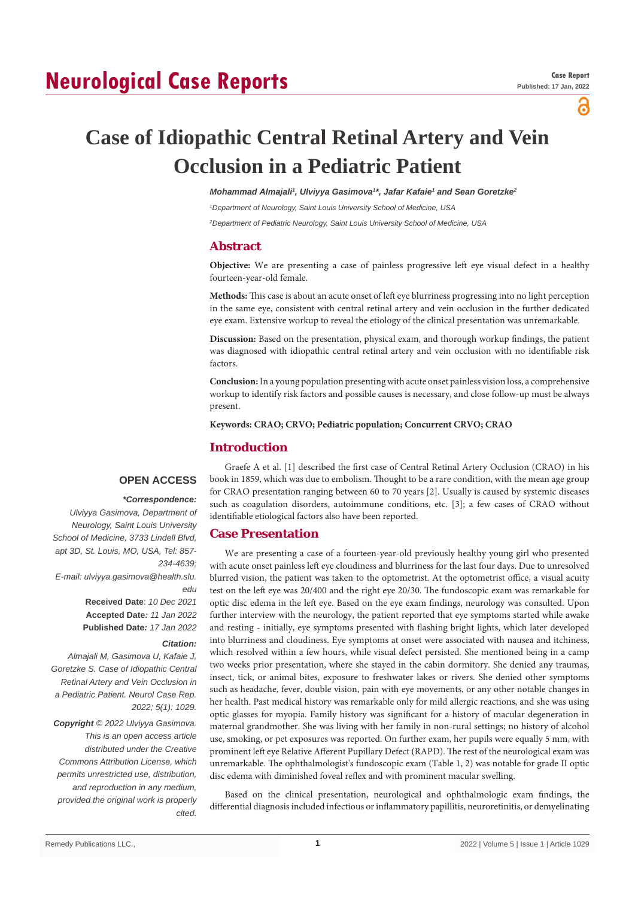# Case of Idiopathic Central Retinal Artery and Vein Occlusion in a Pediatric Patient

***Mohammad Almajali[1], Ulviyya Gasimova[1]*, Jafar Kafaie[1] and Sean Goretzke[2]***

*[1]Department of Neurology, Saint Louis University School of Medicine, USA*

*[2]Department of Pediatric Neurology, Saint Louis University School of Medicine, USA*

## Abstract

**Objective:** We are presenting a case of painless progressive left eye visual defect in a healthy fourteen-year-old female.

**Methods:** This case is about an acute onset of left eye blurriness progressing into no light perception in the same eye, consistent with central retinal artery and vein occlusion in the further dedicated eye exam. Extensive workup to reveal the etiology of the clinical presentation was unremarkable.

**Discussion:** Based on the presentation, physical exam, and thorough workup findings, the patient was diagnosed with idiopathic central retinal artery and vein occlusion with no identifiable risk factors.

**Conclusion:** In a young population presenting with acute onset painless vision loss, a comprehensive workup to identify risk factors and possible causes is necessary, and close follow-up must be always present.

**Keywords:** CRAO; CRVO; Pediatric population; Concurrent CRVO; CRAO

**OPEN ACCESS**

***\*Correspondence:***

*Ulviyya Gasimova, Department of Neurology, Saint Louis University School of Medicine, 3733 Lindell Blvd, apt 3D, St. Louis, MO, USA, Tel: 857-234-4639;*

*E-mail: ulviyya.gasimova@health.slu.edu*

**Received Date**: *10 Dec 2021*

**Accepted Date***: 11 Jan 2022*

**Published Date***: 17 Jan 2022*

***Citation:***

*Almajali M, Gasimova U, Kafaie J, Goretzke S. Case of Idiopathic Central Retinal Artery and Vein Occlusion in a Pediatric Patient. Neurol Case Rep. 2022; 5(1): 1029.*

***Copyright** © 2022 Ulviyya Gasimova. This is an open access article distributed under the Creative Commons Attribution License, which permits unrestricted use, distribution, and reproduction in any medium, provided the original work is properly cited.*

## Introduction

Graefe A et al. [1] described the first case of Central Retinal Artery Occlusion (CRAO) in his book in 1859, which was due to embolism. Thought to be a rare condition, with the mean age group for CRAO presentation ranging between 60 to 70 years [2]. Usually is caused by systemic diseases such as coagulation disorders, autoimmune conditions, etc. [3]; a few cases of CRAO without identifiable etiological factors also have been reported.

## Case Presentation

We are presenting a case of a fourteen-year-old previously healthy young girl who presented with acute onset painless left eye cloudiness and blurriness for the last four days. Due to unresolved blurred vision, the patient was taken to the optometrist. At the optometrist office, a visual acuity test on the left eye was 20/400 and the right eye 20/30. The fundoscopic exam was remarkable for optic disc edema in the left eye. Based on the eye exam findings, neurology was consulted. Upon further interview with the neurology, the patient reported that eye symptoms started while awake and resting - initially, eye symptoms presented with flashing bright lights, which later developed into blurriness and cloudiness. Eye symptoms at onset were associated with nausea and itchiness, which resolved within a few hours, while visual defect persisted. She mentioned being in a camp two weeks prior presentation, where she stayed in the cabin dormitory. She denied any traumas, insect, tick, or animal bites, exposure to freshwater lakes or rivers. She denied other symptoms such as headache, fever, double vision, pain with eye movements, or any other notable changes in her health. Past medical history was remarkable only for mild allergic reactions, and she was using optic glasses for myopia. Family history was significant for a history of macular degeneration in maternal grandmother. She was living with her family in non-rural settings; no history of alcohol use, smoking, or pet exposures was reported. On further exam, her pupils were equally 5 mm, with prominent left eye Relative Afferent Pupillary Defect (RAPD). The rest of the neurological exam was unremarkable. The ophthalmologist's fundoscopic exam (Table 1, 2) was notable for grade II optic disc edema with diminished foveal reflex and with prominent macular swelling.

Based on the clinical presentation, neurological and ophthalmologic exam findings, the differential diagnosis included infectious or inflammatory papillitis, neuroretinitis, or demyelinating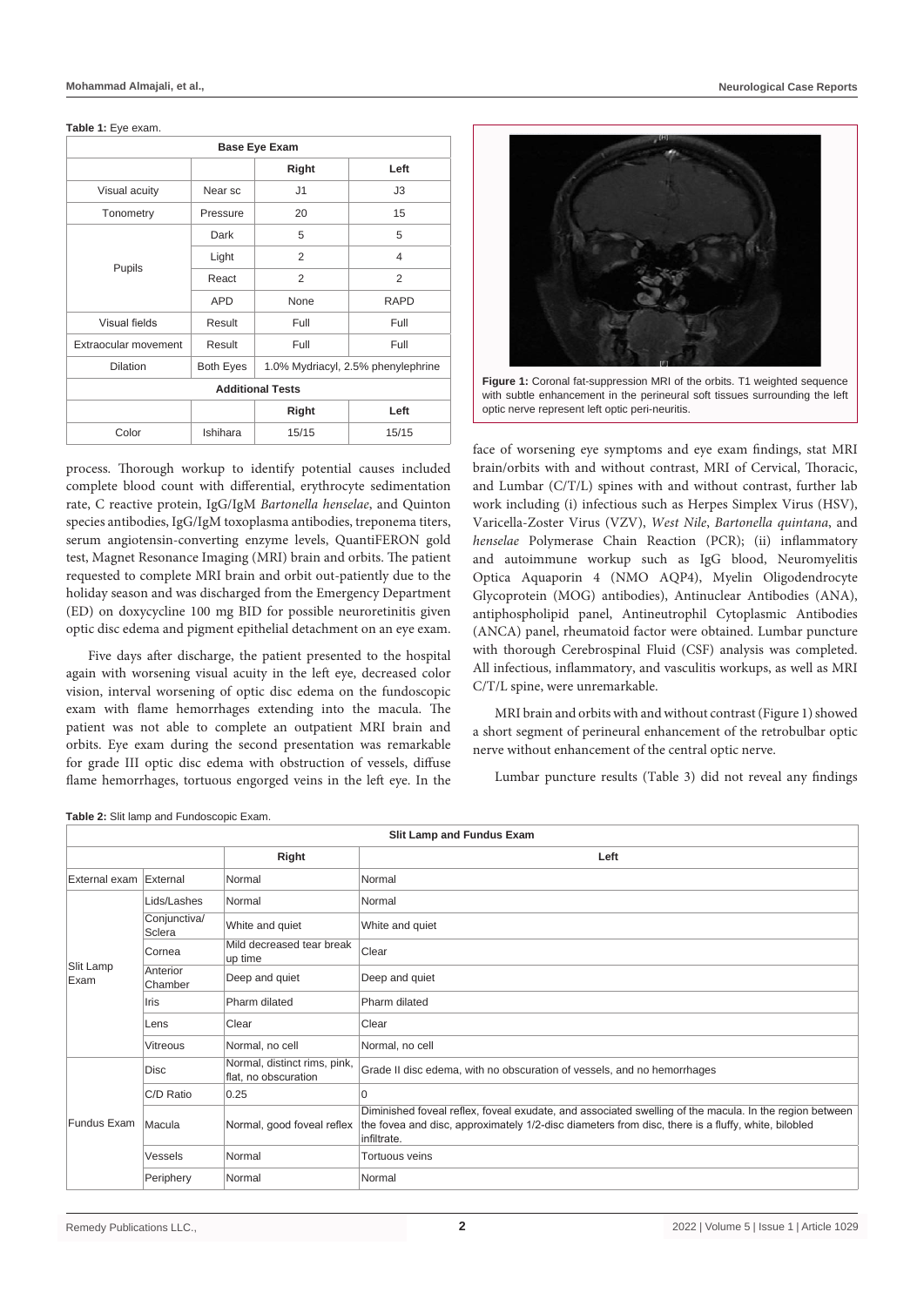**Table 1:** Eye exam.

| Base Eye Exam | | | |
|---|---|---|---|
| | | Right | Left |
| Visual acuity | Near sc | J1 | J3 |
| Tonometry | Pressure | 20 | 15 |
| Pupils | Dark | 5 | 5 |
| | Light | 2 | 4 |
| | React | 2 | 2 |
| | APD | None | RAPD |
| Visual fields | Result | Full | Full |
| Extraocular movement | Result | Full | Full |
| Dilation | Both Eyes | 1.0% Mydriacyl, 2.5% phenylephrine | |
| **Additional Tests** | | | |
| | | Right | Left |
| Color | Ishihara | 15/15 | 15/15 |

process. Thorough workup to identify potential causes included complete blood count with differential, erythrocyte sedimentation rate, C reactive protein, IgG/IgM *Bartonella henselae*, and Quinton species antibodies, IgG/IgM toxoplasma antibodies, treponema titers, serum angiotensin-converting enzyme levels, QuantiFERON gold test, Magnet Resonance Imaging (MRI) brain and orbits. The patient requested to complete MRI brain and orbit out-patiently due to the holiday season and was discharged from the Emergency Department (ED) on doxycycline 100 mg BID for possible neuroretinitis given optic disc edema and pigment epithelial detachment on an eye exam.

Five days after discharge, the patient presented to the hospital again with worsening visual acuity in the left eye, decreased color vision, interval worsening of optic disc edema on the fundoscopic exam with flame hemorrhages extending into the macula. The patient was not able to complete an outpatient MRI brain and orbits. Eye exam during the second presentation was remarkable for grade III optic disc edema with obstruction of vessels, diffuse flame hemorrhages, tortuous engorged veins in the left eye. In the face of worsening eye symptoms and eye exam findings, stat MRI brain/orbits with and without contrast, MRI of Cervical, Thoracic, and Lumbar (C/T/L) spines with and without contrast, further lab work including (i) infectious such as Herpes Simplex Virus (HSV), Varicella-Zoster Virus (VZV), *West Nile*, *Bartonella quintana*, and *henselae* Polymerase Chain Reaction (PCR); (ii) inflammatory and autoimmune workup such as IgG blood, Neuromyelitis Optica Aquaporin 4 (NMO AQP4), Myelin Oligodendrocyte Glycoprotein (MOG) antibodies), Antinuclear Antibodies (ANA), antiphospholipid panel, Antineutrophil Cytoplasmic Antibodies (ANCA) panel, rheumatoid factor were obtained. Lumbar puncture with thorough Cerebrospinal Fluid (CSF) analysis was completed. All infectious, inflammatory, and vasculitis workups, as well as MRI C/T/L spine, were unremarkable.

**Figure 1:** Coronal fat-suppression MRI of the orbits. T1 weighted sequence with subtle enhancement in the perineural soft tissues surrounding the left optic nerve represent left optic peri-neuritis.

MRI brain and orbits with and without contrast (Figure 1) showed a short segment of perineural enhancement of the retrobulbar optic nerve without enhancement of the central optic nerve.

Lumbar puncture results (Table 3) did not reveal any findings

**Table 2:** Slit lamp and Fundoscopic Exam.

| Slit Lamp and Fundus Exam | | | |
|---|---|---|---|
| | | Right | Left |
| External exam | External | Normal | Normal |
| Slit Lamp Exam | Lids/Lashes | Normal | Normal |
| | Conjunctiva/ Sclera | White and quiet | White and quiet |
| | Cornea | Mild decreased tear break up time | Clear |
| | Anterior Chamber | Deep and quiet | Deep and quiet |
| | Iris | Pharm dilated | Pharm dilated |
| | Lens | Clear | Clear |
| | Vitreous | Normal, no cell | Normal, no cell |
| Fundus Exam | Disc | Normal, distinct rims, pink, flat, no obscuration | Grade II disc edema, with no obscuration of vessels, and no hemorrhages |
| | C/D Ratio | 0.25 | 0 |
| | Macula | Normal, good foveal reflex | Diminished foveal reflex, foveal exudate, and associated swelling of the macula. In the region between the fovea and disc, approximately 1/2-disc diameters from disc, there is a fluffy, white, bilobed infiltrate. |
| | Vessels | Normal | Tortuous veins |
| | Periphery | Normal | Normal |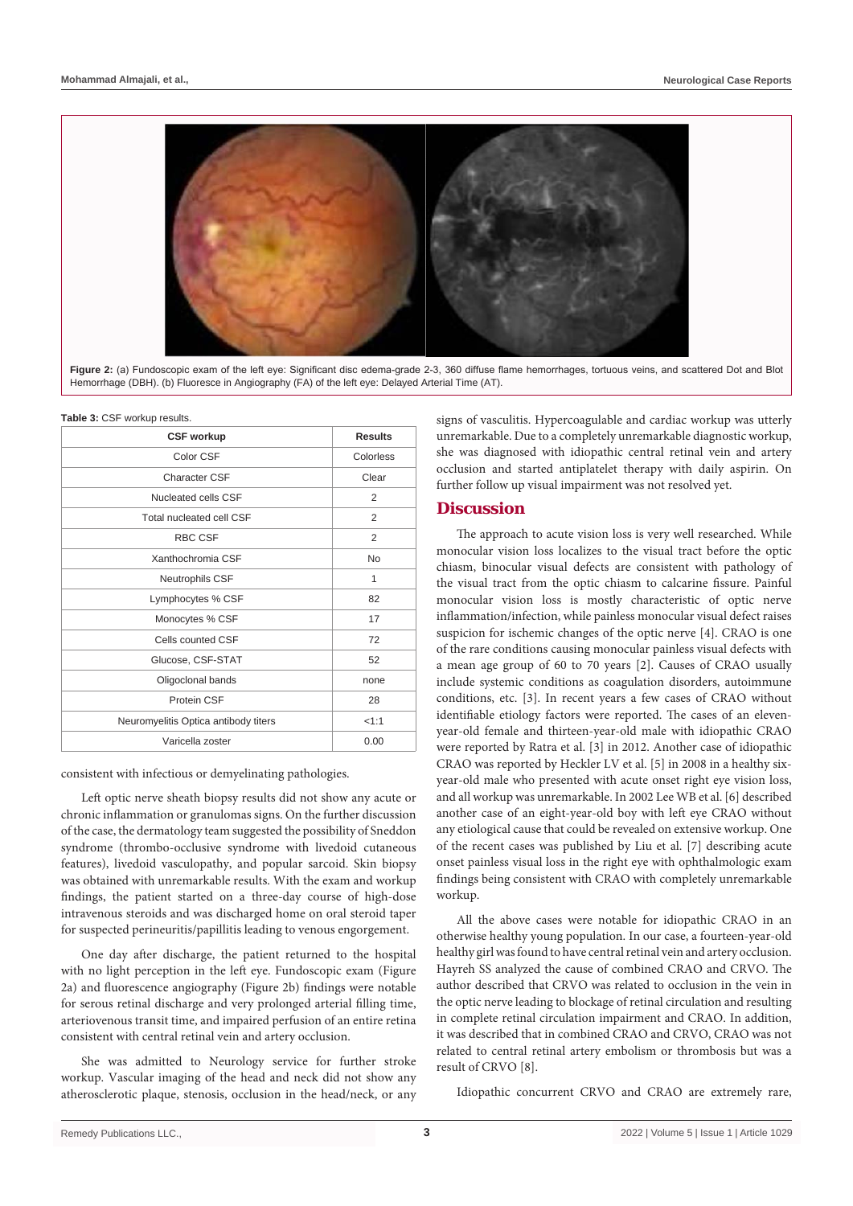Figure 2: (a) Fundoscopic exam of the left eye: Significant disc edema-grade 2-3, 360 diffuse flame hemorrhages, tortuous veins, and scattered Dot and Blot Hemorrhage (DBH). (b) Fluoresce in Angiography (FA) of the left eye: Delayed Arterial Time (AT).

**Table 3:** CSF workup results.

| CSF workup | Results |
|---|---|
| Color CSF | Colorless |
| Character CSF | Clear |
| Nucleated cells CSF | 2 |
| Total nucleated cell CSF | 2 |
| RBC CSF | 2 |
| Xanthochromia CSF | No |
| Neutrophils CSF | 1 |
| Lymphocytes % CSF | 82 |
| Monocytes % CSF | 17 |
| Cells counted CSF | 72 |
| Glucose, CSF-STAT | 52 |
| Oligoclonal bands | none |
| Protein CSF | 28 |
| Neuromyelitis Optica antibody titers | <1:1 |
| Varicella zoster | 0.00 |

consistent with infectious or demyelinating pathologies.

Left optic nerve sheath biopsy results did not show any acute or chronic inflammation or granulomas signs. On the further discussion of the case, the dermatology team suggested the possibility of Sneddon syndrome (thrombo-occlusive syndrome with livedoid cutaneous features), livedoid vasculopathy, and popular sarcoid. Skin biopsy was obtained with unremarkable results. With the exam and workup findings, the patient started on a three-day course of high-dose intravenous steroids and was discharged home on oral steroid taper for suspected perineuritis/papillitis leading to venous engorgement.

One day after discharge, the patient returned to the hospital with no light perception in the left eye. Fundoscopic exam (Figure 2a) and fluorescence angiography (Figure 2b) findings were notable for serous retinal discharge and very prolonged arterial filling time, arteriovenous transit time, and impaired perfusion of an entire retina consistent with central retinal vein and artery occlusion.

She was admitted to Neurology service for further stroke workup. Vascular imaging of the head and neck did not show any atherosclerotic plaque, stenosis, occlusion in the head/neck, or any signs of vasculitis. Hypercoagulable and cardiac workup was utterly unremarkable. Due to a completely unremarkable diagnostic workup, she was diagnosed with idiopathic central retinal vein and artery occlusion and started antiplatelet therapy with daily aspirin. On further follow up visual impairment was not resolved yet.

## Discussion

The approach to acute vision loss is very well researched. While monocular vision loss localizes to the visual tract before the optic chiasm, binocular visual defects are consistent with pathology of the visual tract from the optic chiasm to calcarine fissure. Painful monocular vision loss is mostly characteristic of optic nerve inflammation/infection, while painless monocular visual defect raises suspicion for ischemic changes of the optic nerve [4]. CRAO is one of the rare conditions causing monocular painless visual defects with a mean age group of 60 to 70 years [2]. Causes of CRAO usually include systemic conditions as coagulation disorders, autoimmune conditions, etc. [3]. In recent years a few cases of CRAO without identifiable etiology factors were reported. The cases of an eleven-year-old female and thirteen-year-old male with idiopathic CRAO were reported by Ratra et al. [3] in 2012. Another case of idiopathic CRAO was reported by Heckler LV et al. [5] in 2008 in a healthy six-year-old male who presented with acute onset right eye vision loss, and all workup was unremarkable. In 2002 Lee WB et al. [6] described another case of an eight-year-old boy with left eye CRAO without any etiological cause that could be revealed on extensive workup. One of the recent cases was published by Liu et al. [7] describing acute onset painless visual loss in the right eye with ophthalmologic exam findings being consistent with CRAO with completely unremarkable workup.

All the above cases were notable for idiopathic CRAO in an otherwise healthy young population. In our case, a fourteen-year-old healthy girl was found to have central retinal vein and artery occlusion. Hayreh SS analyzed the cause of combined CRAO and CRVO. The author described that CRVO was related to occlusion in the vein in the optic nerve leading to blockage of retinal circulation and resulting in complete retinal circulation impairment and CRAO. In addition, it was described that in combined CRAO and CRVO, CRAO was not related to central retinal artery embolism or thrombosis but was a result of CRVO [8].

Idiopathic concurrent CRVO and CRAO are extremely rare,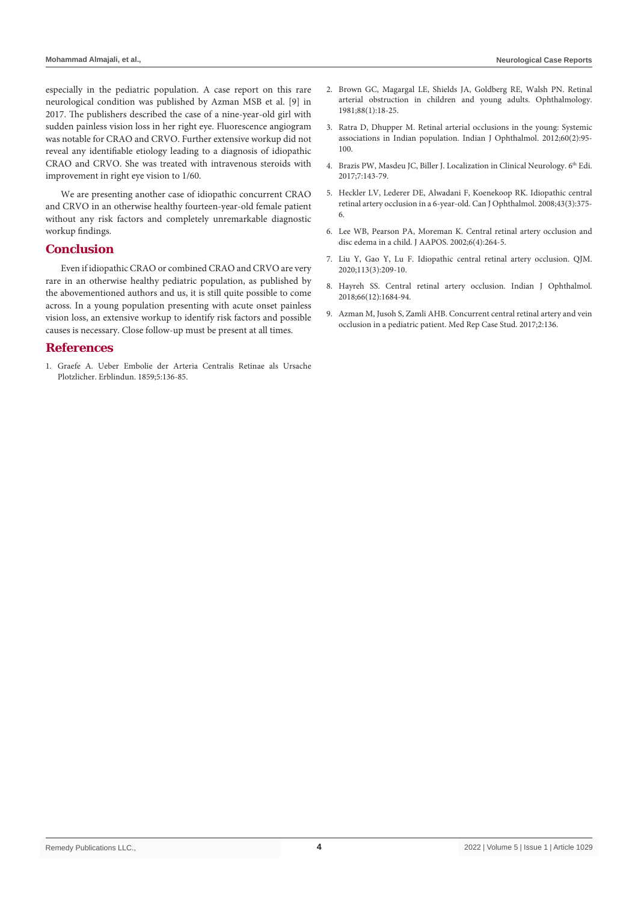especially in the pediatric population. A case report on this rare neurological condition was published by Azman MSB et al. [9] in 2017. The publishers described the case of a nine-year-old girl with sudden painless vision loss in her right eye. Fluorescence angiogram was notable for CRAO and CRVO. Further extensive workup did not reveal any identifiable etiology leading to a diagnosis of idiopathic CRAO and CRVO. She was treated with intravenous steroids with improvement in right eye vision to 1/60.

We are presenting another case of idiopathic concurrent CRAO and CRVO in an otherwise healthy fourteen-year-old female patient without any risk factors and completely unremarkable diagnostic workup findings.

## Conclusion

Even if idiopathic CRAO or combined CRAO and CRVO are very rare in an otherwise healthy pediatric population, as published by the abovementioned authors and us, it is still quite possible to come across. In a young population presenting with acute onset painless vision loss, an extensive workup to identify risk factors and possible causes is necessary. Close follow-up must be present at all times.

## References

1. Graefe A. Ueber Embolie der Arteria Centralis Retinae als Ursache Plotzlicher. Erblindun. 1859;5:136-85.
2. Brown GC, Magargal LE, Shields JA, Goldberg RE, Walsh PN. Retinal arterial obstruction in children and young adults. Ophthalmology. 1981;88(1):18-25.
3. Ratra D, Dhupper M. Retinal arterial occlusions in the young: Systemic associations in Indian population. Indian J Ophthalmol. 2012;60(2):95-100.
4. Brazis PW, Masdeu JC, Biller J. Localization in Clinical Neurology. 6th Edi. 2017;7:143-79.
5. Heckler LV, Lederer DE, Alwadani F, Koenekoop RK. Idiopathic central retinal artery occlusion in a 6-year-old. Can J Ophthalmol. 2008;43(3):375-6.
6. Lee WB, Pearson PA, Moreman K. Central retinal artery occlusion and disc edema in a child. J AAPOS. 2002;6(4):264-5.
7. Liu Y, Gao Y, Lu F. Idiopathic central retinal artery occlusion. QJM. 2020;113(3):209-10.
8. Hayreh SS. Central retinal artery occlusion. Indian J Ophthalmol. 2018;66(12):1684-94.
9. Azman M, Jusoh S, Zamli AHB. Concurrent central retinal artery and vein occlusion in a pediatric patient. Med Rep Case Stud. 2017;2:136.